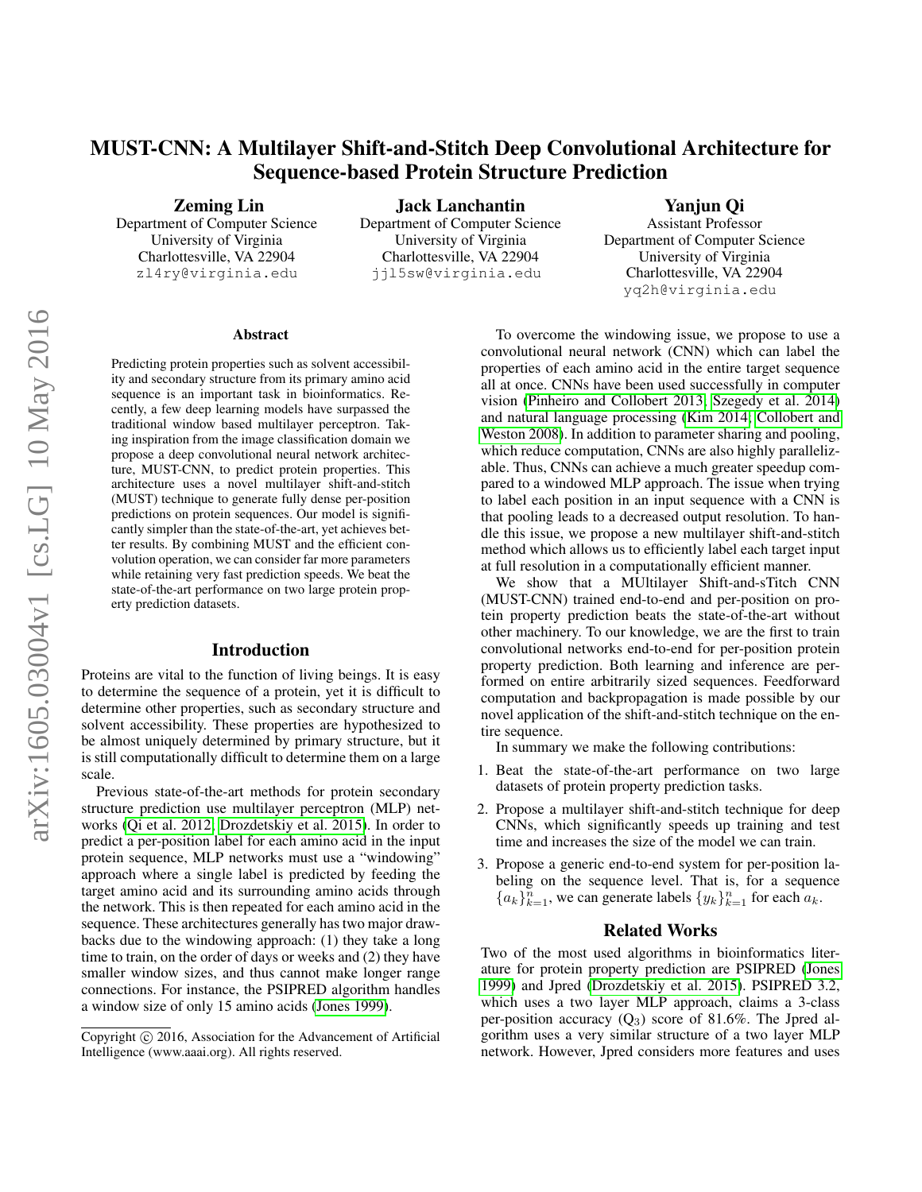# MUST-CNN: A Multilayer Shift-and-Stitch Deep Convolutional Architecture for Sequence-based Protein Structure Prediction

**Zeming Lin**
Department of Computer Science
University of Virginia
Charlottesville, VA 22904
zl4ry@virginia.edu

**Jack Lanchantin**
Department of Computer Science
University of Virginia
Charlottesville, VA 22904
jjl5sw@virginia.edu

**Yanjun Qi**
Assistant Professor
Department of Computer Science
University of Virginia
Charlottesville, VA 22904
yq2h@virginia.edu

### Abstract

Predicting protein properties such as solvent accessibility and secondary structure from its primary amino acid sequence is an important task in bioinformatics. Recently, a few deep learning models have surpassed the traditional window based multilayer perceptron. Taking inspiration from the image classification domain we propose a deep convolutional neural network architecture, MUST-CNN, to predict protein properties. This architecture uses a novel multilayer shift-and-stitch (MUST) technique to generate fully dense per-position predictions on protein sequences. Our model is significantly simpler than the state-of-the-art, yet achieves better results. By combining MUST and the efficient convolution operation, we can consider far more parameters while retaining very fast prediction speeds. We beat the state-of-the-art performance on two large protein property prediction datasets.

## Introduction

Proteins are vital to the function of living beings. It is easy to determine the sequence of a protein, yet it is difficult to determine other properties, such as secondary structure and solvent accessibility. These properties are hypothesized to be almost uniquely determined by primary structure, but it is still computationally difficult to determine them on a large scale.

Previous state-of-the-art methods for protein secondary structure prediction use multilayer perceptron (MLP) networks (Qi et al. 2012; Drozdetskiy et al. 2015). In order to predict a per-position label for each amino acid in the input protein sequence, MLP networks must use a "windowing" approach where a single label is predicted by feeding the target amino acid and its surrounding amino acids through the network. This is then repeated for each amino acid in the sequence. These architectures generally has two major drawbacks due to the windowing approach: (1) they take a long time to train, on the order of days or weeks and (2) they have smaller window sizes, and thus cannot make longer range connections. For instance, the PSIPRED algorithm handles a window size of only 15 amino acids (Jones 1999).

To overcome the windowing issue, we propose to use a convolutional neural network (CNN) which can label the properties of each amino acid in the entire target sequence all at once. CNNs have been used successfully in computer vision (Pinheiro and Collobert 2013; Szegedy et al. 2014) and natural language processing (Kim 2014; Collobert and Weston 2008). In addition to parameter sharing and pooling, which reduce computation, CNNs are also highly parallelizable. Thus, CNNs can achieve a much greater speedup compared to a windowed MLP approach. The issue when trying to label each position in an input sequence with a CNN is that pooling leads to a decreased output resolution. To handle this issue, we propose a new multilayer shift-and-stitch method which allows us to efficiently label each target input at full resolution in a computationally efficient manner.

We show that a MUltilayer Shift-and-sTitch CNN (MUST-CNN) trained end-to-end and per-position on protein property prediction beats the state-of-the-art without other machinery. To our knowledge, we are the first to train convolutional networks end-to-end for per-position protein property prediction. Both learning and inference are performed on entire arbitrarily sized sequences. Feedforward computation and backpropagation is made possible by our novel application of the shift-and-stitch technique on the entire sequence.

In summary we make the following contributions:

1. Beat the state-of-the-art performance on two large datasets of protein property prediction tasks.
2. Propose a multilayer shift-and-stitch technique for deep CNNs, which significantly speeds up training and test time and increases the size of the model we can train.
3. Propose a generic end-to-end system for per-position labeling on the sequence level. That is, for a sequence $\{a_k\}_{k=1}^n$, we can generate labels $\{y_k\}_{k=1}^n$ for each $a_k$.

## Related Works

Two of the most used algorithms in bioinformatics literature for protein property prediction are PSIPRED (Jones 1999) and Jpred (Drozdetskiy et al. 2015). PSIPRED 3.2, which uses a two layer MLP approach, claims a 3-class per-position accuracy ($Q_3$) score of 81.6%. The Jpred algorithm uses a very similar structure of a two layer MLP network. However, Jpred considers more features and uses

Copyright © 2016, Association for the Advancement of Artificial Intelligence (www.aaai.org). All rights reserved.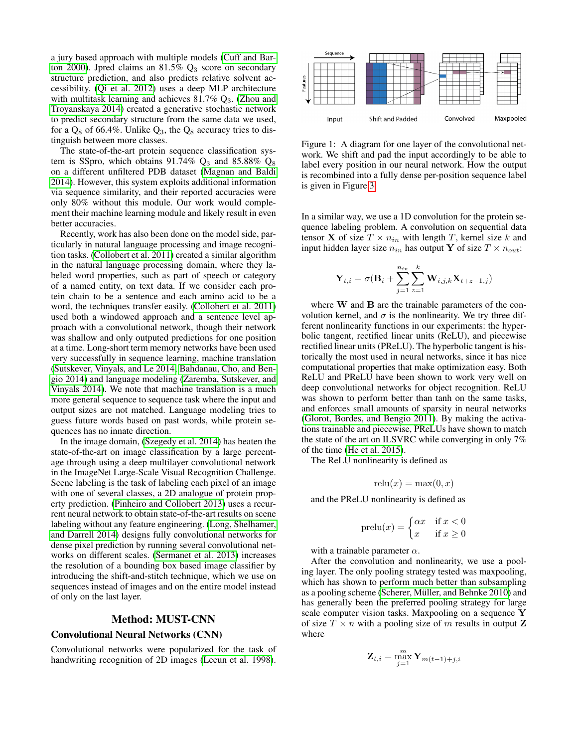a jury based approach with multiple models (Cuff and Barton 2000). Jpred claims an 81.5% $Q_3$ score on secondary structure prediction, and also predicts relative solvent accessibility. (Qi et al. 2012) uses a deep MLP architecture with multitask learning and achieves 81.7% $Q_3$. (Zhou and Troyanskaya 2014) created a generative stochastic network to predict secondary structure from the same data we used, for a $Q_8$ of 66.4%. Unlike $Q_3$, the $Q_8$ accuracy tries to distinguish between more classes.

The state-of-the-art protein sequence classification system is SSpro, which obtains 91.74% $Q_3$ and 85.88% $Q_8$ on a different unfiltered PDB dataset (Magnan and Baldi 2014). However, this system exploits additional information via sequence similarity, and their reported accuracies were only 80% without this module. Our work would complement their machine learning module and likely result in even better accuracies.

Recently, work has also been done on the model side, particularly in natural language processing and image recognition tasks. (Collobert et al. 2011) created a similar algorithm in the natural language processing domain, where they labeled word properties, such as part of speech or category of a named entity, on text data. If we consider each protein chain to be a sentence and each amino acid to be a word, the techniques transfer easily. (Collobert et al. 2011) used both a windowed approach and a sentence level approach with a convolutional network, though their network was shallow and only outputed predictions for one position at a time. Long-short term memory networks have been used very successfully in sequence learning, machine translation (Sutskever, Vinyals, and Le 2014; Bahdanau, Cho, and Bengio 2014) and language modeling (Zaremba, Sutskever, and Vinyals 2014). We note that machine translation is a much more general sequence to sequence task where the input and output sizes are not matched. Language modeling tries to guess future words based on past words, while protein sequences has no innate direction.

In the image domain, (Szegedy et al. 2014) has beaten the state-of-the-art on image classification by a large percentage through using a deep multilayer convolutional network in the ImageNet Large-Scale Visual Recognition Challenge. Scene labeling is the task of labeling each pixel of an image with one of several classes, a 2D analogue of protein property prediction. (Pinheiro and Collobert 2013) uses a recurrent neural network to obtain state-of-the-art results on scene labeling without any feature engineering. (Long, Shelhamer, and Darrell 2014) designs fully convolutional networks for dense pixel prediction by running several convolutional networks on different scales. (Sermanet et al. 2013) increases the resolution of a bounding box based image classifier by introducing the shift-and-stitch technique, which we use on sequences instead of images and on the entire model instead of only on the last layer.

## Method: MUST-CNN

### Convolutional Neural Networks (CNN)

Convolutional networks were popularized for the task of handwriting recognition of 2D images (Lecun et al. 1998).

Figure 1: A diagram for one layer of the convolutional network. We shift and pad the input accordingly to be able to label every position in our neural network. How the output is recombined into a fully dense per-position sequence label is given in Figure 3.

In a similar way, we use a 1D convolution for the protein sequence labeling problem. A convolution on sequential data tensor $\mathbf{X}$ of size $T \times n_{in}$ with length $T$, kernel size $k$ and input hidden layer size $n_{in}$ has output $\mathbf{Y}$ of size $T \times n_{out}$:

$$\mathbf{Y}_{t,i} = \sigma(\mathbf{B}_i + \sum_{j=1}^{n_{in}} \sum_{z=1}^{k} \mathbf{W}_{i,j,k} \mathbf{X}_{t+z-1,j})$$

where $\mathbf{W}$ and $\mathbf{B}$ are the trainable parameters of the convolution kernel, and $\sigma$ is the nonlinearity. We try three different nonlinearity functions in our experiments: the hyperbolic tangent, rectified linear units (ReLU), and piecewise rectified linear units (PReLU). The hyperbolic tangent is historically the most used in neural networks, since it has nice computational properties that make optimization easy. Both ReLU and PReLU have been shown to work very well on deep convolutional networks for object recognition. ReLU was shown to perform better than tanh on the same tasks, and enforces small amounts of sparsity in neural networks (Glorot, Bordes, and Bengio 2011). By making the activations trainable and piecewise, PReLUs have shown to match the state of the art on ILSVRC while converging in only 7% of the time (He et al. 2015).

The ReLU nonlinearity is defined as

$$\text{relu}(x) = \max(0, x)$$

and the PReLU nonlinearity is defined as

$$\text{prelu}(x) = \begin{cases} \alpha x & \text{if } x < 0 \\ x & \text{if } x \geq 0 \end{cases}$$

with a trainable parameter $\alpha$.

After the convolution and nonlinearity, we use a pooling layer. The only pooling strategy tested was maxpooling, which has shown to perform much better than subsampling as a pooling scheme (Scherer, Müller, and Behnke 2010) and has generally been the preferred pooling strategy for large scale computer vision tasks. Maxpooling on a sequence $\mathbf{Y}$ of size $T \times n$ with a pooling size of $m$ results in output $\mathbf{Z}$ where

$$\mathbf{Z}_{t,i} = \max_{j=1}^{m} \mathbf{Y}_{m(t-1)+j,i}$$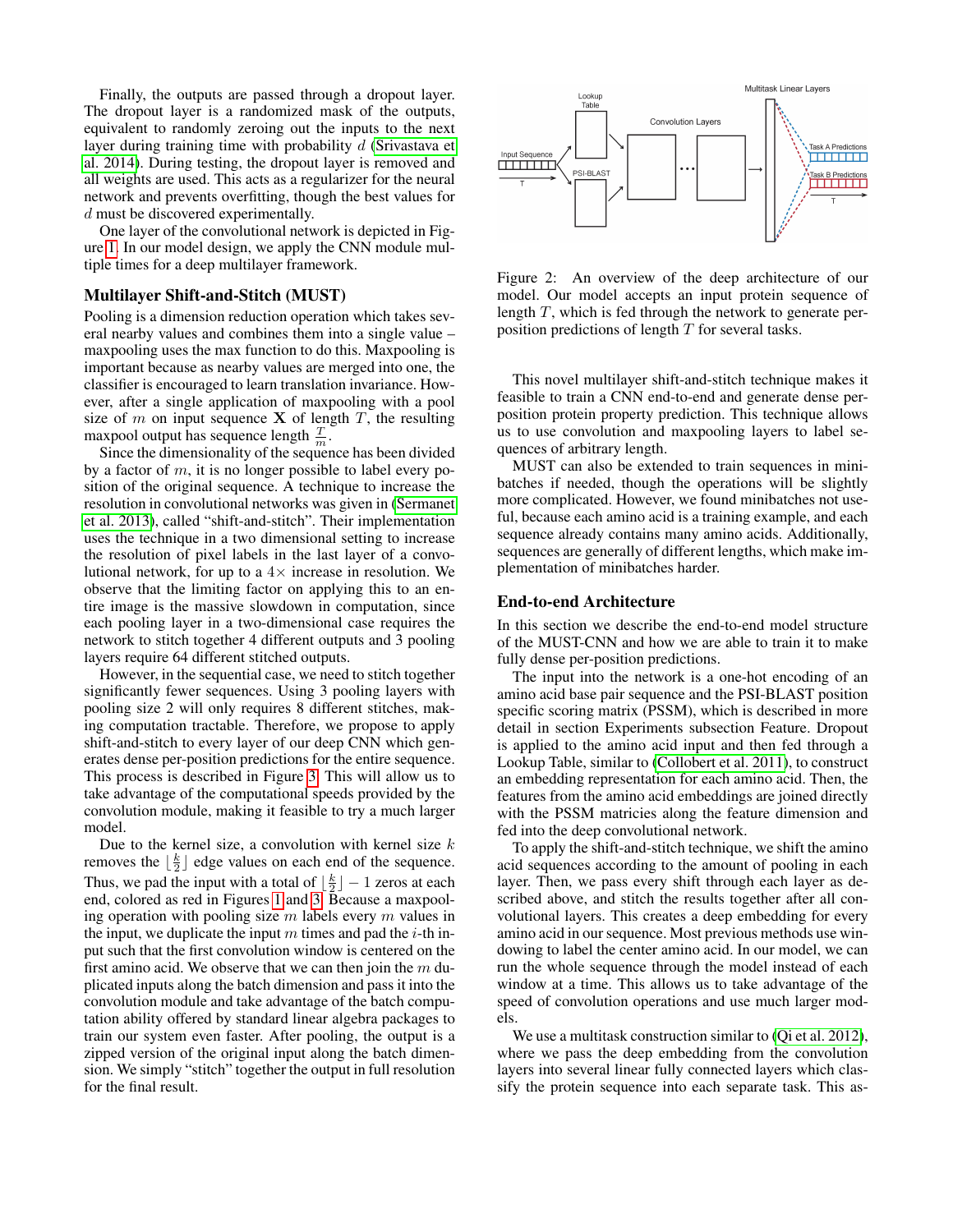Finally, the outputs are passed through a dropout layer. The dropout layer is a randomized mask of the outputs, equivalent to randomly zeroing out the inputs to the next layer during training time with probability $d$ (Srivastava et al. 2014). During testing, the dropout layer is removed and all weights are used. This acts as a regularizer for the neural network and prevents overfitting, though the best values for $d$ must be discovered experimentally.

One layer of the convolutional network is depicted in Figure 1. In our model design, we apply the CNN module multiple times for a deep multilayer framework.

## Multilayer Shift-and-Stitch (MUST)

Pooling is a dimension reduction operation which takes several nearby values and combines them into a single value – maxpooling uses the max function to do this. Maxpooling is important because as nearby values are merged into one, the classifier is encouraged to learn translation invariance. However, after a single application of maxpooling with a pool size of $m$ on input sequence $\mathbf{X}$ of length $T$, the resulting maxpool output has sequence length $\frac{T}{m}$.

Since the dimensionality of the sequence has been divided by a factor of $m$, it is no longer possible to label every position of the original sequence. A technique to increase the resolution in convolutional networks was given in (Sermanet et al. 2013), called "shift-and-stitch". Their implementation uses the technique in a two dimensional setting to increase the resolution of pixel labels in the last layer of a convolutional network, for up to a $4\times$ increase in resolution. We observe that the limiting factor on applying this to an entire image is the massive slowdown in computation, since each pooling layer in a two-dimensional case requires the network to stitch together 4 different outputs and 3 pooling layers require 64 different stitched outputs.

However, in the sequential case, we need to stitch together significantly fewer sequences. Using 3 pooling layers with pooling size 2 will only requires 8 different stitches, making computation tractable. Therefore, we propose to apply shift-and-stitch to every layer of our deep CNN which generates dense per-position predictions for the entire sequence. This process is described in Figure 3. This will allow us to take advantage of the computational speeds provided by the convolution module, making it feasible to try a much larger model.

Due to the kernel size, a convolution with kernel size $k$ removes the $\lfloor \frac{k}{2} \rfloor$ edge values on each end of the sequence. Thus, we pad the input with a total of $\lfloor \frac{k}{2} \rfloor - 1$ zeros at each end, colored as red in Figures 1 and 3. Because a maxpooling operation with pooling size $m$ labels every $m$ values in the input, we duplicate the input $m$ times and pad the $i$-th input such that the first convolution window is centered on the first amino acid. We observe that we can then join the $m$ duplicated inputs along the batch dimension and pass it into the convolution module and take advantage of the batch computation ability offered by standard linear algebra packages to train our system even faster. After pooling, the output is a zipped version of the original input along the batch dimension. We simply "stitch" together the output in full resolution for the final result.

Figure 2: An overview of the deep architecture of our model. Our model accepts an input protein sequence of length $T$, which is fed through the network to generate per-position predictions of length $T$ for several tasks.

This novel multilayer shift-and-stitch technique makes it feasible to train a CNN end-to-end and generate dense per-position protein property prediction. This technique allows us to use convolution and maxpooling layers to label sequences of arbitrary length.

MUST can also be extended to train sequences in minibatches if needed, though the operations will be slightly more complicated. However, we found minibatches not useful, because each amino acid is a training example, and each sequence already contains many amino acids. Additionally, sequences are generally of different lengths, which make implementation of minibatches harder.

## End-to-end Architecture

In this section we describe the end-to-end model structure of the MUST-CNN and how we are able to train it to make fully dense per-position predictions.

The input into the network is a one-hot encoding of an amino acid base pair sequence and the PSI-BLAST position specific scoring matrix (PSSM), which is described in more detail in section Experiments subsection Feature. Dropout is applied to the amino acid input and then fed through a Lookup Table, similar to (Collobert et al. 2011), to construct an embedding representation for each amino acid. Then, the features from the amino acid embeddings are joined directly with the PSSM matricies along the feature dimension and fed into the deep convolutional network.

To apply the shift-and-stitch technique, we shift the amino acid sequences according to the amount of pooling in each layer. Then, we pass every shift through each layer as described above, and stitch the results together after all convolutional layers. This creates a deep embedding for every amino acid in our sequence. Most previous methods use windowing to label the center amino acid. In our model, we can run the whole sequence through the model instead of each window at a time. This allows us to take advantage of the speed of convolution operations and use much larger models.

We use a multitask construction similar to (Qi et al. 2012), where we pass the deep embedding from the convolution layers into several linear fully connected layers which classify the protein sequence into each separate task. This as-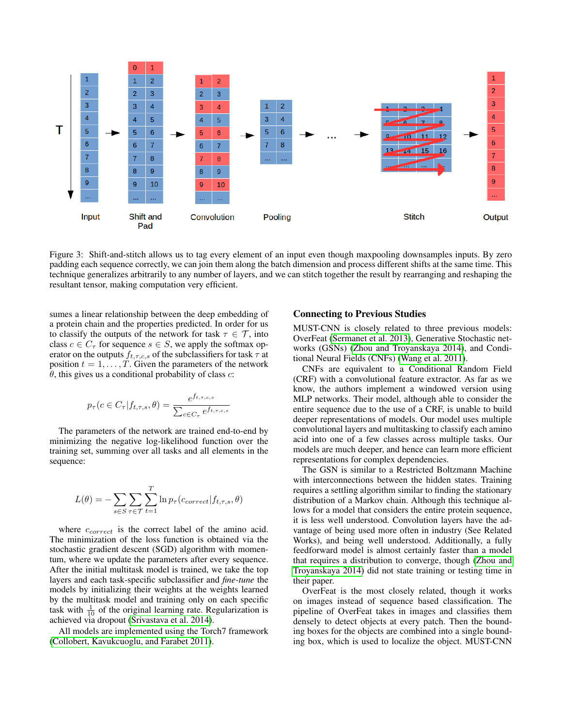Figure 3: Shift-and-stitch allows us to tag every element of an input even though maxpooling downsamples inputs. By zero padding each sequence correctly, we can join them along the batch dimension and process different shifts at the same time. This technique generalizes arbitrarily to any number of layers, and we can stitch together the result by rearranging and reshaping the resultant tensor, making computation very efficient.

sumes a linear relationship between the deep embedding of a protein chain and the properties predicted. In order for us to classify the outputs of the network for task $\tau \in \mathcal{T}$, into class $c \in C_\tau$ for sequence $s \in S$, we apply the softmax operator on the outputs $f_{t,\tau,c,s}$ of the subclassifiers for task $\tau$ at position $t = 1, \ldots, T$. Given the parameters of the network $\theta$, this gives us a conditional probability of class $c$:

$$p_\tau(c \in C_\tau | f_{t,\tau,s}, \theta) = \frac{e^{f_{t,\tau,c,s}}}{\sum_{c \in C_\tau} e^{f_{t,\tau,c,s}}}$$

The parameters of the network are trained end-to-end by minimizing the negative log-likelihood function over the training set, summing over all tasks and all elements in the sequence:

$$L(\theta) = -\sum_{s \in S} \sum_{\tau \in \mathcal{T}} \sum_{t=1}^{T} \ln p_\tau(c_{correct} | f_{t,\tau,s}, \theta)$$

where $c_{correct}$ is the correct label of the amino acid. The minimization of the loss function is obtained via the stochastic gradient descent (SGD) algorithm with momentum, where we update the parameters after every sequence. After the initial multitask model is trained, we take the top layers and each task-specific subclassifier and *fine-tune* the models by initializing their weights at the weights learned by the multitask model and training only on each specific task with $\frac{1}{10}$ of the original learning rate. Regularization is achieved via dropout (Srivastava et al. 2014).

All models are implemented using the Torch7 framework (Collobert, Kavukcuoglu, and Farabet 2011).

## Connecting to Previous Studies

MUST-CNN is closely related to three previous models: OverFeat (Sermanet et al. 2013), Generative Stochastic networks (GSNs) (Zhou and Troyanskaya 2014), and Conditional Neural Fields (CNFs) (Wang et al. 2011).

CNFs are equivalent to a Conditional Random Field (CRF) with a convolutional feature extractor. As far as we know, the authors implement a windowed version using MLP networks. Their model, although able to consider the entire sequence due to the use of a CRF, is unable to build deeper representations of models. Our model uses multiple convolutional layers and multitasking to classify each amino acid into one of a few classes across multiple tasks. Our models are much deeper, and hence can learn more efficient representations for complex dependencies.

The GSN is similar to a Restricted Boltzmann Machine with interconnections between the hidden states. Training requires a settling algorithm similar to finding the stationary distribution of a Markov chain. Although this technique allows for a model that considers the entire protein sequence, it is less well understood. Convolution layers have the advantage of being used more often in industry (See Related Works), and being well understood. Additionally, a fully feedforward model is almost certainly faster than a model that requires a distribution to converge, though (Zhou and Troyanskaya 2014) did not state training or testing time in their paper.

OverFeat is the most closely related, though it works on images instead of sequence based classification. The pipeline of OverFeat takes in images and classifies them densely to detect objects at every patch. Then the bounding boxes for the objects are combined into a single bounding box, which is used to localize the object. MUST-CNN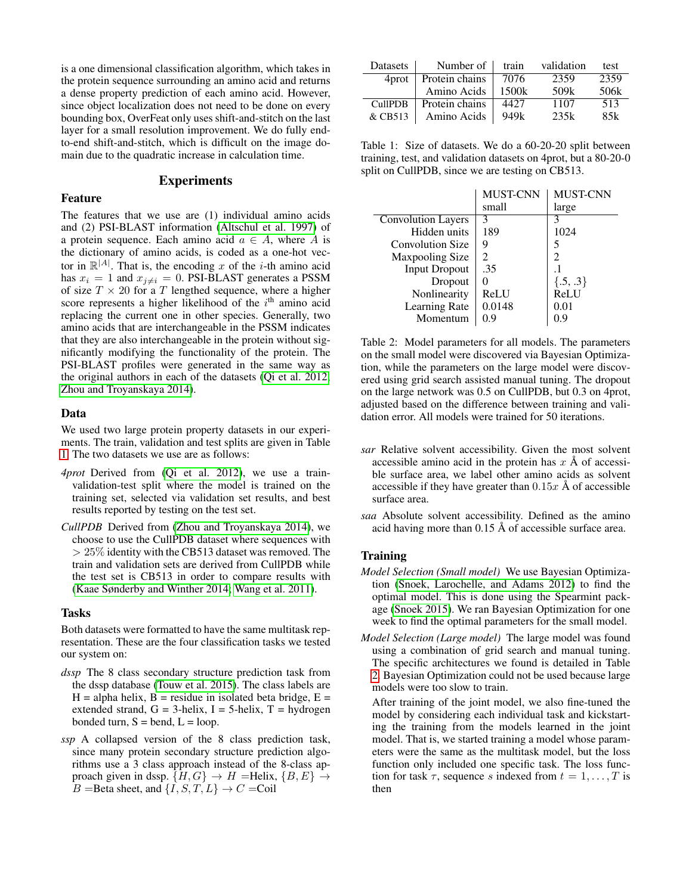is a one dimensional classification algorithm, which takes in the protein sequence surrounding an amino acid and returns a dense property prediction of each amino acid. However, since object localization does not need to be done on every bounding box, OverFeat only uses shift-and-stitch on the last layer for a small resolution improvement. We do fully end-to-end shift-and-stitch, which is difficult on the image domain due to the quadratic increase in calculation time.

## Experiments

### Feature

The features that we use are (1) individual amino acids and (2) PSI-BLAST information (Altschul et al. 1997) of a protein sequence. Each amino acid $a \in A$, where $A$ is the dictionary of amino acids, is coded as a one-hot vector in $\mathbb{R}^{|A|}$. That is, the encoding $x$ of the $i$-th amino acid has $x_i = 1$ and $x_{j \neq i} = 0$. PSI-BLAST generates a PSSM of size $T \times 20$ for a $T$ lengthed sequence, where a higher score represents a higher likelihood of the $i^{\text{th}}$ amino acid replacing the current one in other species. Generally, two amino acids that are interchangeable in the PSSM indicates that they are also interchangeable in the protein without significantly modifying the functionality of the protein. The PSI-BLAST profiles were generated in the same way as the original authors in each of the datasets (Qi et al. 2012; Zhou and Troyanskaya 2014).

### Data

We used two large protein property datasets in our experiments. The train, validation and test splits are given in Table 1. The two datasets we use are as follows:

*4prot* Derived from (Qi et al. 2012), we use a train-validation-test split where the model is trained on the training set, selected via validation set results, and best results reported by testing on the test set.

*CullPDB* Derived from (Zhou and Troyanskaya 2014), we choose to use the CullPDB dataset where sequences with $> 25\%$ identity with the CB513 dataset was removed. The train and validation sets are derived from CullPDB while the test set is CB513 in order to compare results with (Kaae Sønderby and Winther 2014; Wang et al. 2011).

### Tasks

Both datasets were formatted to have the same multitask representation. These are the four classification tasks we tested our system on:

*dssp* The 8 class secondary structure prediction task from the dssp database (Touw et al. 2015). The class labels are H = alpha helix, B = residue in isolated beta bridge, E = extended strand, G = 3-helix, I = 5-helix, T = hydrogen bonded turn, S = bend, L = loop.

*ssp* A collapsed version of the 8 class prediction task, since many protein secondary structure prediction algorithms use a 3 class approach instead of the 8-class approach given in dssp. $\{H, G\} \rightarrow H$ =Helix, $\{B, E\} \rightarrow B$ =Beta sheet, and $\{I, S, T, L\} \rightarrow C$ =Coil

| Datasets | Number of | train | validation | test |
|---|---|---|---|---|
| 4prot | Protein chains | 7076 | 2359 | 2359 |
| | Amino Acids | 1500k | 509k | 506k |
| CullPDB & CB513 | Protein chains | 4427 | 1107 | 513 |
| | Amino Acids | 949k | 235k | 85k |

Table 1: Size of datasets. We do a 60-20-20 split between training, test, and validation datasets on 4prot, but a 80-20-0 split on CullPDB, since we are testing on CB513.

| | MUST-CNN small | MUST-CNN large |
|---|---|---|
| Convolution Layers | 3 | 3 |
| Hidden units | 189 | 1024 |
| Convolution Size | 9 | 5 |
| Maxpooling Size | 2 | 2 |
| Input Dropout | .35 | .1 |
| Dropout | 0 | {.5, .3} |
| Nonlinearity | ReLU | ReLU |
| Learning Rate | 0.0148 | 0.01 |
| Momentum | 0.9 | 0.9 |

Table 2: Model parameters for all models. The parameters on the small model were discovered via Bayesian Optimization, while the parameters on the large model were discovered using grid search assisted manual tuning. The dropout on the large network was 0.5 on CullPDB, but 0.3 on 4prot, adjusted based on the difference between training and validation error. All models were trained for 50 iterations.

*sar* Relative solvent accessibility. Given the most solvent accessible amino acid in the protein has $x$ Å of accessible surface area, we label other amino acids as solvent accessible if they have greater than $0.15x$ Å of accessible surface area.

*saa* Absolute solvent accessibility. Defined as the amino acid having more than 0.15 Å of accessible surface area.

### Training

*Model Selection (Small model)* We use Bayesian Optimization (Snoek, Larochelle, and Adams 2012) to find the optimal model. This is done using the Spearmint package (Snoek 2015). We ran Bayesian Optimization for one week to find the optimal parameters for the small model.

*Model Selection (Large model)* The large model was found using a combination of grid search and manual tuning. The specific architectures we found is detailed in Table 2. Bayesian Optimization could not be used because large models were too slow to train.

After training of the joint model, we also fine-tuned the model by considering each individual task and kickstarting the training from the models learned in the joint model. That is, we started training a model whose parameters were the same as the multitask model, but the loss function only included one specific task. The loss function for task $\tau$, sequence $s$ indexed from $t = 1, \ldots, T$ is then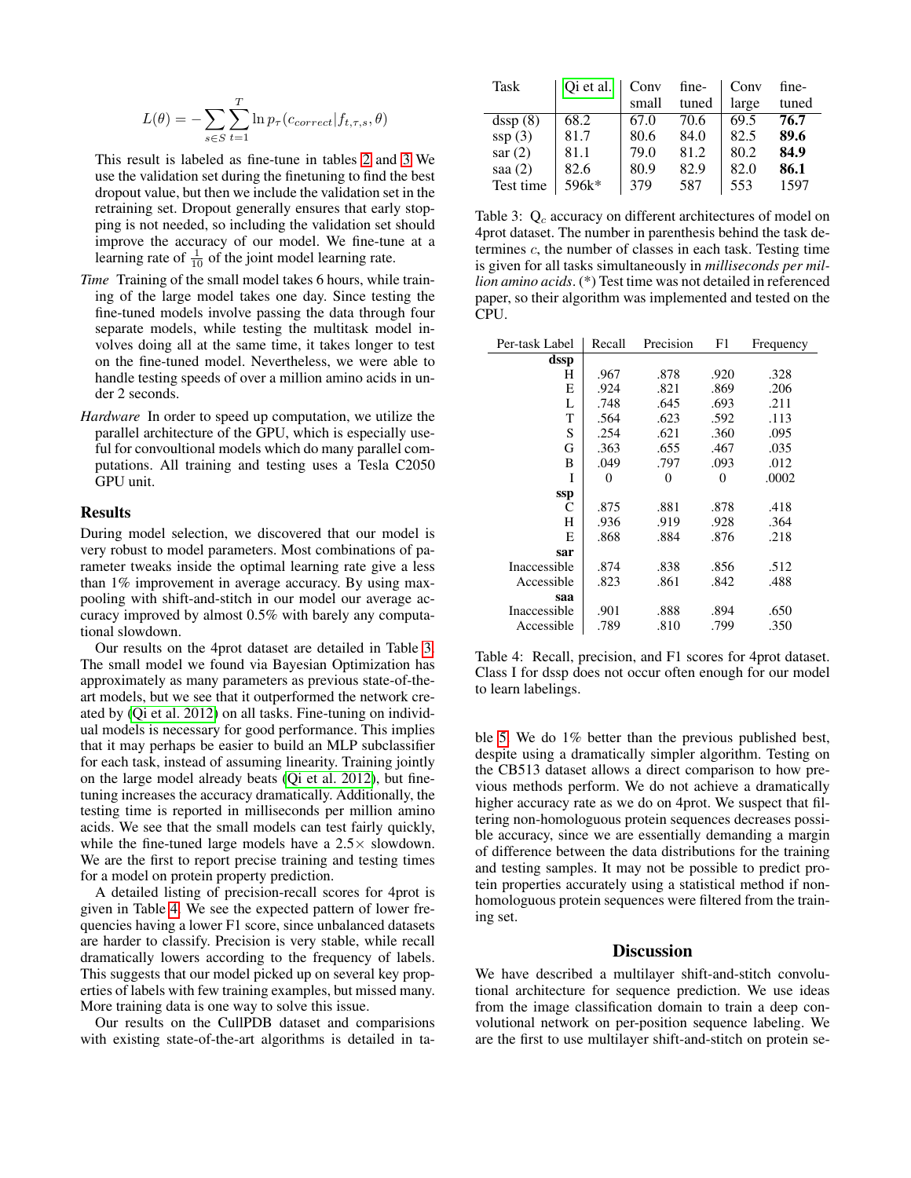$$L(\theta) = -\sum_{s \in S} \sum_{t=1}^{T} \ln p_\tau(c_{correct} | f_{t,\tau,s}, \theta)$$

This result is labeled as fine-tune in tables 2 and 3. We use the validation set during the finetuning to find the best dropout value, but then we include the validation set in the retraining set. Dropout generally ensures that early stopping is not needed, so including the validation set should improve the accuracy of our model. We fine-tune at a learning rate of $\frac{1}{10}$ of the joint model learning rate.

*Time* Training of the small model takes 6 hours, while training of the large model takes one day. Since testing the fine-tuned models involve passing the data through four separate models, while testing the multitask model involves doing all at the same time, it takes longer to test on the fine-tuned model. Nevertheless, we were able to handle testing speeds of over a million amino acids in under 2 seconds.

*Hardware* In order to speed up computation, we utilize the parallel architecture of the GPU, which is especially useful for convoultional models which do many parallel computations. All training and testing uses a Tesla C2050 GPU unit.

## Results

During model selection, we discovered that our model is very robust to model parameters. Most combinations of parameter tweaks inside the optimal learning rate give a less than 1% improvement in average accuracy. By using maxpooling with shift-and-stitch in our model our average accuracy improved by almost 0.5% with barely any computational slowdown.

Our results on the 4prot dataset are detailed in Table 3. The small model we found via Bayesian Optimization has approximately as many parameters as previous state-of-the-art models, but we see that it outperformed the network created by (Qi et al. 2012) on all tasks. Fine-tuning on individual models is necessary for good performance. This implies that it may perhaps be easier to build an MLP subclassifier for each task, instead of assuming linearity. Training jointly on the large model already beats (Qi et al. 2012), but fine-tuning increases the accuracy dramatically. Additionally, the testing time is reported in milliseconds per million amino acids. We see that the small models can test fairly quickly, while the fine-tuned large models have a 2.5× slowdown. We are the first to report precise training and testing times for a model on protein property prediction.

A detailed listing of precision-recall scores for 4prot is given in Table 4. We see the expected pattern of lower frequencies having a lower F1 score, since unbalanced datasets are harder to classify. Precision is very stable, while recall dramatically lowers according to the frequency of labels. This suggests that our model picked up on several key properties of labels with few training examples, but missed many. More training data is one way to solve this issue.

Our results on the CullPDB dataset and comparisions with existing state-of-the-art algorithms is detailed in table 5. We do 1% better than the previous published best, despite using a dramatically simpler algorithm. Testing on the CB513 dataset allows a direct comparison to how previous methods perform. We do not achieve a dramatically higher accuracy rate as we do on 4prot. We suspect that filtering non-homologuous protein sequences decreases possible accuracy, since we are essentially demanding a margin of difference between the data distributions for the training and testing samples. It may not be possible to predict protein properties accurately using a statistical method if non-homologuous protein sequences were filtered from the training set.

| Task | Qi et al. | Conv small | fine-tuned | Conv large | fine-tuned |
|---|---|---|---|---|---|
| dssp (8) | 68.2 | 67.0 | 70.6 | 69.5 | **76.7** |
| ssp (3) | 81.7 | 80.6 | 84.0 | 82.5 | **89.6** |
| sar (2) | 81.1 | 79.0 | 81.2 | 80.2 | **84.9** |
| saa (2) | 82.6 | 80.9 | 82.9 | 82.0 | **86.1** |
| Test time | 596k* | 379 | 587 | 553 | 1597 |

Table 3: $Q_c$ accuracy on different architectures of model on 4prot dataset. The number in parenthesis behind the task determines $c$, the number of classes in each task. Testing time is given for all tasks simultaneously in *milliseconds per million amino acids*. (*) Test time was not detailed in referenced paper, so their algorithm was implemented and tested on the CPU.

| Per-task Label | Recall | Precision | F1 | Frequency |
|---|---|---|---|---|
| **dssp** | | | | |
| H | .967 | .878 | .920 | .328 |
| E | .924 | .821 | .869 | .206 |
| L | .748 | .645 | .693 | .211 |
| T | .564 | .623 | .592 | .113 |
| S | .254 | .621 | .360 | .095 |
| G | .363 | .655 | .467 | .035 |
| B | .049 | .797 | .093 | .012 |
| I | 0 | 0 | 0 | .0002 |
| **ssp** | | | | |
| C | .875 | .881 | .878 | .418 |
| H | .936 | .919 | .928 | .364 |
| E | .868 | .884 | .876 | .218 |
| **sar** | | | | |
| Inaccessible | .874 | .838 | .856 | .512 |
| Accessible | .823 | .861 | .842 | .488 |
| **saa** | | | | |
| Inaccessible | .901 | .888 | .894 | .650 |
| Accessible | .789 | .810 | .799 | .350 |

Table 4: Recall, precision, and F1 scores for 4prot dataset. Class I for dssp does not occur often enough for our model to learn labelings.

## Discussion

We have described a multilayer shift-and-stitch convolutional architecture for sequence prediction. We use ideas from the image classification domain to train a deep convolutional network on per-position sequence labeling. We are the first to use multilayer shift-and-stitch on protein se-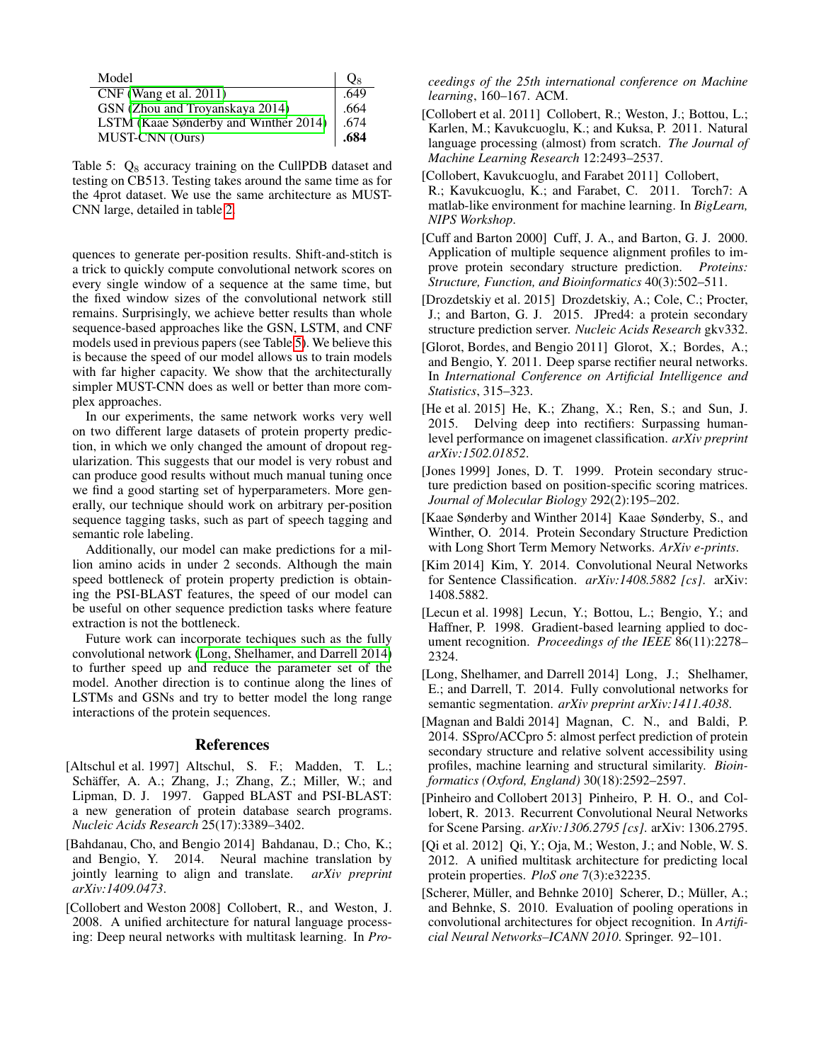| Model | $Q_8$ |
|---|---|
| CNF (Wang et al. 2011) | .649 |
| GSN (Zhou and Troyanskaya 2014) | .664 |
| LSTM (Kaae Sønderby and Winther 2014) | .674 |
| MUST-CNN (Ours) | **.684** |

Table 5: $Q_8$ accuracy training on the CullPDB dataset and testing on CB513. Testing takes around the same time as for the 4prot dataset. We use the same architecture as MUST-CNN large, detailed in table 2.

quences to generate per-position results. Shift-and-stitch is a trick to quickly compute convolutional network scores on every single window of a sequence at the same time, but the fixed window sizes of the convolutional network still remains. Surprisingly, we achieve better results than whole sequence-based approaches like the GSN, LSTM, and CNF models used in previous papers (see Table 5). We believe this is because the speed of our model allows us to train models with far higher capacity. We show that the architecturally simpler MUST-CNN does as well or better than more complex approaches.

In our experiments, the same network works very well on two different large datasets of protein property prediction, in which we only changed the amount of dropout regularization. This suggests that our model is very robust and can produce good results without much manual tuning once we find a good starting set of hyperparameters. More generally, our technique should work on arbitrary per-position sequence tagging tasks, such as part of speech tagging and semantic role labeling.

Additionally, our model can make predictions for a million amino acids in under 2 seconds. Although the main speed bottleneck of protein property prediction is obtaining the PSI-BLAST features, the speed of our model can be useful on other sequence prediction tasks where feature extraction is not the bottleneck.

Future work can incorporate techiques such as the fully convolutional network (Long, Shelhamer, and Darrell 2014) to further speed up and reduce the parameter set of the model. Another direction is to continue along the lines of LSTMs and GSNs and try to better model the long range interactions of the protein sequences.

## References

[Altschul et al. 1997] Altschul, S. F.; Madden, T. L.; Schäffer, A. A.; Zhang, J.; Zhang, Z.; Miller, W.; and Lipman, D. J. 1997. Gapped BLAST and PSI-BLAST: a new generation of protein database search programs. *Nucleic Acids Research* 25(17):3389–3402.

[Bahdanau, Cho, and Bengio 2014] Bahdanau, D.; Cho, K.; and Bengio, Y. 2014. Neural machine translation by jointly learning to align and translate. *arXiv preprint arXiv:1409.0473*.

[Collobert and Weston 2008] Collobert, R., and Weston, J. 2008. A unified architecture for natural language processing: Deep neural networks with multitask learning. In *Proceedings of the 25th international conference on Machine learning*, 160–167. ACM.

[Collobert et al. 2011] Collobert, R.; Weston, J.; Bottou, L.; Karlen, M.; Kavukcuoglu, K.; and Kuksa, P. 2011. Natural language processing (almost) from scratch. *The Journal of Machine Learning Research* 12:2493–2537.

[Collobert, Kavukcuoglu, and Farabet 2011] Collobert, R.; Kavukcuoglu, K.; and Farabet, C. 2011. Torch7: A matlab-like environment for machine learning. In *BigLearn, NIPS Workshop*.

[Cuff and Barton 2000] Cuff, J. A., and Barton, G. J. 2000. Application of multiple sequence alignment profiles to improve protein secondary structure prediction. *Proteins: Structure, Function, and Bioinformatics* 40(3):502–511.

[Drozdetskiy et al. 2015] Drozdetskiy, A.; Cole, C.; Procter, J.; and Barton, G. J. 2015. JPred4: a protein secondary structure prediction server. *Nucleic Acids Research* gkv332.

[Glorot, Bordes, and Bengio 2011] Glorot, X.; Bordes, A.; and Bengio, Y. 2011. Deep sparse rectifier neural networks. In *International Conference on Artificial Intelligence and Statistics*, 315–323.

[He et al. 2015] He, K.; Zhang, X.; Ren, S.; and Sun, J. 2015. Delving deep into rectifiers: Surpassing human-level performance on imagenet classification. *arXiv preprint arXiv:1502.01852*.

[Jones 1999] Jones, D. T. 1999. Protein secondary structure prediction based on position-specific scoring matrices. *Journal of Molecular Biology* 292(2):195–202.

[Kaae Sønderby and Winther 2014] Kaae Sønderby, S., and Winther, O. 2014. Protein Secondary Structure Prediction with Long Short Term Memory Networks. *ArXiv e-prints*.

[Kim 2014] Kim, Y. 2014. Convolutional Neural Networks for Sentence Classification. *arXiv:1408.5882 [cs]*. arXiv: 1408.5882.

[Lecun et al. 1998] Lecun, Y.; Bottou, L.; Bengio, Y.; and Haffner, P. 1998. Gradient-based learning applied to document recognition. *Proceedings of the IEEE* 86(11):2278–2324.

[Long, Shelhamer, and Darrell 2014] Long, J.; Shelhamer, E.; and Darrell, T. 2014. Fully convolutional networks for semantic segmentation. *arXiv preprint arXiv:1411.4038*.

[Magnan and Baldi 2014] Magnan, C. N., and Baldi, P. 2014. SSpro/ACCpro 5: almost perfect prediction of protein secondary structure and relative solvent accessibility using profiles, machine learning and structural similarity. *Bioinformatics (Oxford, England)* 30(18):2592–2597.

[Pinheiro and Collobert 2013] Pinheiro, P. H. O., and Collobert, R. 2013. Recurrent Convolutional Neural Networks for Scene Parsing. *arXiv:1306.2795 [cs]*. arXiv: 1306.2795.

[Qi et al. 2012] Qi, Y.; Oja, M.; Weston, J.; and Noble, W. S. 2012. A unified multitask architecture for predicting local protein properties. *PloS one* 7(3):e32235.

[Scherer, Müller, and Behnke 2010] Scherer, D.; Müller, A.; and Behnke, S. 2010. Evaluation of pooling operations in convolutional architectures for object recognition. In *Artificial Neural Networks–ICANN 2010*. Springer. 92–101.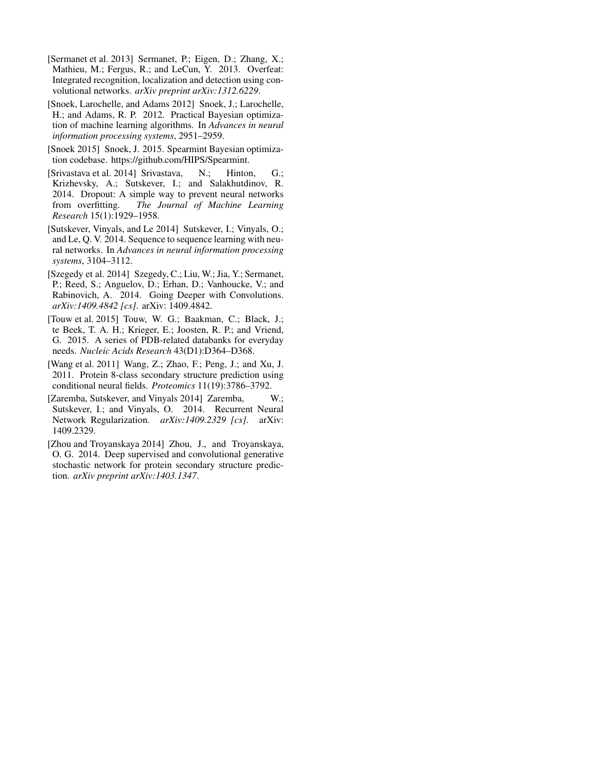[Sermanet et al. 2013] Sermanet, P.; Eigen, D.; Zhang, X.; Mathieu, M.; Fergus, R.; and LeCun, Y. 2013. Overfeat: Integrated recognition, localization and detection using convolutional networks. *arXiv preprint arXiv:1312.6229*.

[Snoek, Larochelle, and Adams 2012] Snoek, J.; Larochelle, H.; and Adams, R. P. 2012. Practical Bayesian optimization of machine learning algorithms. In *Advances in neural information processing systems*, 2951–2959.

[Snoek 2015] Snoek, J. 2015. Spearmint Bayesian optimization codebase. https://github.com/HIPS/Spearmint.

[Srivastava et al. 2014] Srivastava, N.; Hinton, G.; Krizhevsky, A.; Sutskever, I.; and Salakhutdinov, R. 2014. Dropout: A simple way to prevent neural networks from overfitting. *The Journal of Machine Learning Research* 15(1):1929–1958.

[Sutskever, Vinyals, and Le 2014] Sutskever, I.; Vinyals, O.; and Le, Q. V. 2014. Sequence to sequence learning with neural networks. In *Advances in neural information processing systems*, 3104–3112.

[Szegedy et al. 2014] Szegedy, C.; Liu, W.; Jia, Y.; Sermanet, P.; Reed, S.; Anguelov, D.; Erhan, D.; Vanhoucke, V.; and Rabinovich, A. 2014. Going Deeper with Convolutions. *arXiv:1409.4842 [cs]*. arXiv: 1409.4842.

[Touw et al. 2015] Touw, W. G.; Baakman, C.; Black, J.; te Beek, T. A. H.; Krieger, E.; Joosten, R. P.; and Vriend, G. 2015. A series of PDB-related databanks for everyday needs. *Nucleic Acids Research* 43(D1):D364–D368.

[Wang et al. 2011] Wang, Z.; Zhao, F.; Peng, J.; and Xu, J. 2011. Protein 8-class secondary structure prediction using conditional neural fields. *Proteomics* 11(19):3786–3792.

[Zaremba, Sutskever, and Vinyals 2014] Zaremba, W.; Sutskever, I.; and Vinyals, O. 2014. Recurrent Neural Network Regularization. *arXiv:1409.2329 [cs]*. arXiv: 1409.2329.

[Zhou and Troyanskaya 2014] Zhou, J., and Troyanskaya, O. G. 2014. Deep supervised and convolutional generative stochastic network for protein secondary structure prediction. *arXiv preprint arXiv:1403.1347*.